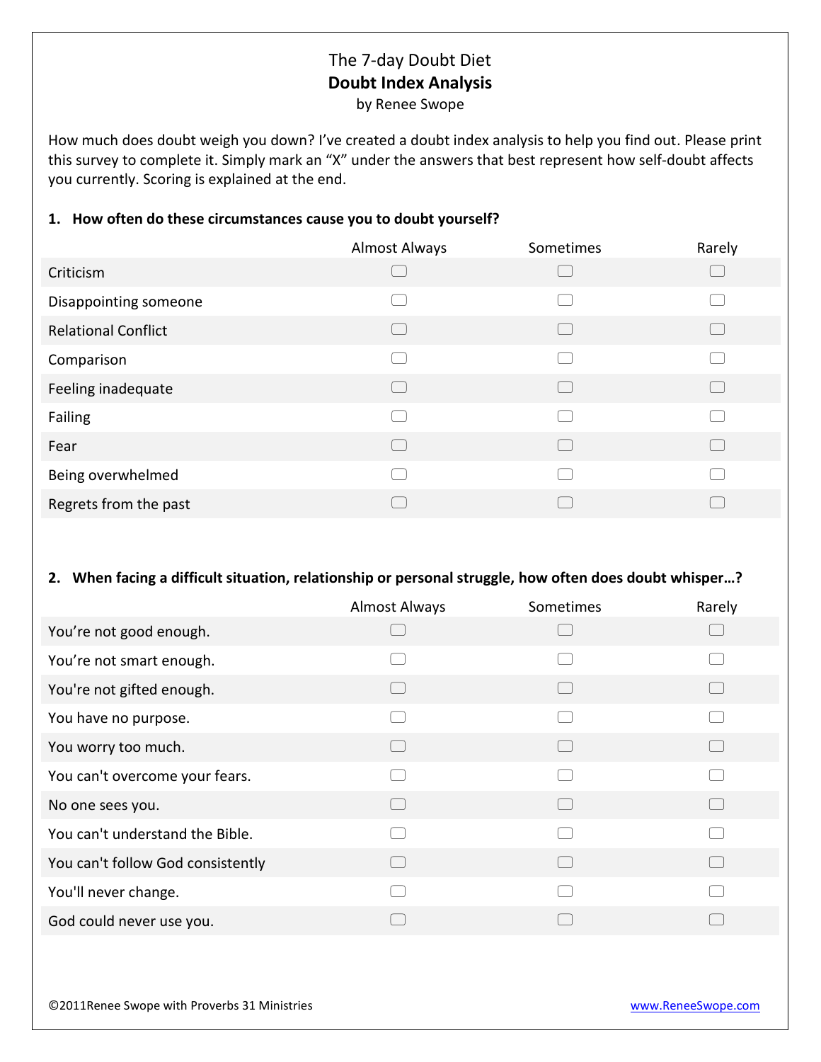# The 7-day Doubt Diet

## Doubt Index Analysis

by Renee Swope

How much does doubt weigh you down? I've created a doubt index analysis to help you find out. Please print this survey to complete it. Simply mark an "X" under the answers that best represent how self-doubt affects you currently. Scoring is explained at the end.

**1. How often do these circumstances cause you to doubt yourself?**

| | Almost Always | Sometimes | Rarely |
|---|---|---|---|
| Criticism | ☐ | ☐ | ☐ |
| Disappointing someone | ☐ | ☐ | ☐ |
| Relational Conflict | ☐ | ☐ | ☐ |
| Comparison | ☐ | ☐ | ☐ |
| Feeling inadequate | ☐ | ☐ | ☐ |
| Failing | ☐ | ☐ | ☐ |
| Fear | ☐ | ☐ | ☐ |
| Being overwhelmed | ☐ | ☐ | ☐ |
| Regrets from the past | ☐ | ☐ | ☐ |

**2. When facing a difficult situation, relationship or personal struggle, how often does doubt whisper…?**

| | Almost Always | Sometimes | Rarely |
|---|---|---|---|
| You're not good enough. | ☐ | ☐ | ☐ |
| You're not smart enough. | ☐ | ☐ | ☐ |
| You're not gifted enough. | ☐ | ☐ | ☐ |
| You have no purpose. | ☐ | ☐ | ☐ |
| You worry too much. | ☐ | ☐ | ☐ |
| You can't overcome your fears. | ☐ | ☐ | ☐ |
| No one sees you. | ☐ | ☐ | ☐ |
| You can't understand the Bible. | ☐ | ☐ | ☐ |
| You can't follow God consistently | ☐ | ☐ | ☐ |
| You'll never change. | ☐ | ☐ | ☐ |
| God could never use you. | ☐ | ☐ | ☐ |

©2011Renee Swope with Proverbs 31 Ministries

www.ReneeSwope.com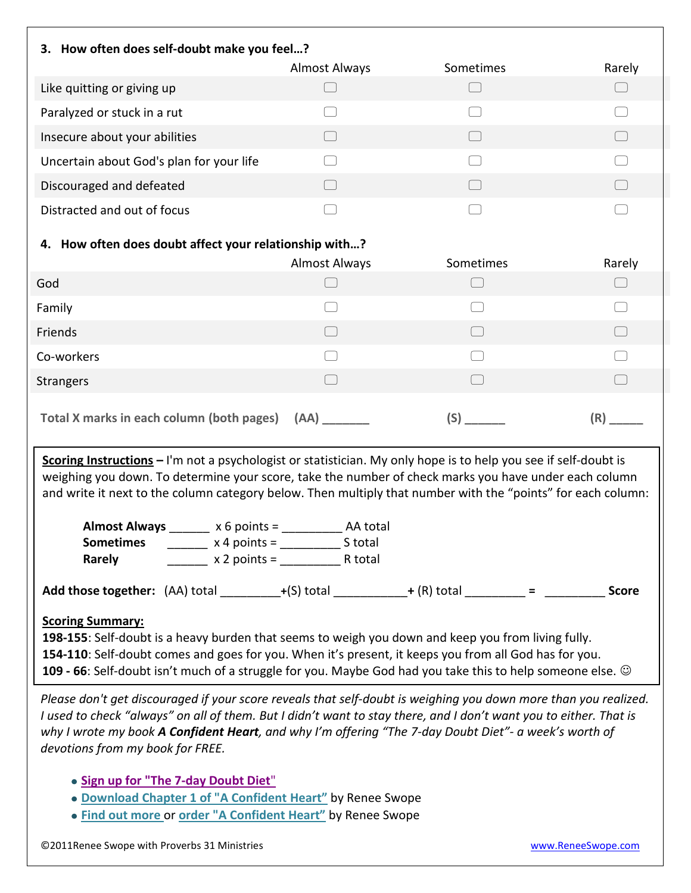**3. How often does self-doubt make you feel…?**

| | Almost Always | Sometimes | Rarely |
|---|---|---|---|
| Like quitting or giving up | ☐ | ☐ | ☐ |
| Paralyzed or stuck in a rut | ☐ | ☐ | ☐ |
| Insecure about your abilities | ☐ | ☐ | ☐ |
| Uncertain about God's plan for your life | ☐ | ☐ | ☐ |
| Discouraged and defeated | ☐ | ☐ | ☐ |
| Distracted and out of focus | ☐ | ☐ | ☐ |

**4. How often does doubt affect your relationship with…?**

| | Almost Always | Sometimes | Rarely |
|---|---|---|---|
| God | ☐ | ☐ | ☐ |
| Family | ☐ | ☐ | ☐ |
| Friends | ☐ | ☐ | ☐ |
| Co-workers | ☐ | ☐ | ☐ |
| Strangers | ☐ | ☐ | ☐ |
| **Total X marks in each column (both pages)** | **(AA)** _______ | **(S)** ______ | **(R)** _____ |

**Scoring Instructions** – I'm not a psychologist or statistician. My only hope is to help you see if self-doubt is weighing you down. To determine your score, take the number of check marks you have under each column and write it next to the column category below. Then multiply that number with the "points" for each column:

**Almost Always** ______ x 6 points = _________ AA total
**Sometimes** ______ x 4 points = _________ S total
**Rarely** ______ x 2 points = _________ R total

**Add those together:** (AA) total _________+(S) total ___________**+** (R) total _________ **=** _________ **Score**

**Scoring Summary:**

**198-155**: Self-doubt is a heavy burden that seems to weigh you down and keep you from living fully.
**154-110**: Self-doubt comes and goes for you. When it's present, it keeps you from all God has for you.
**109 - 66**: Self-doubt isn't much of a struggle for you. Maybe God had you take this to help someone else. ☺

*Please don't get discouraged if your score reveals that self-doubt is weighing you down more than you realized. I used to check "always" on all of them. But I didn't want to stay there, and I don't want you to either. That is why I wrote my book **A Confident Heart**, and why I'm offering "The 7-day Doubt Diet"- a week's worth of devotions from my book for FREE.*

- **Sign up for "The 7-day Doubt Diet"**
- **Download Chapter 1 of "A Confident Heart"** by Renee Swope
- **Find out more** or **order "A Confident Heart"** by Renee Swope

©2011Renee Swope with Proverbs 31 Ministries www.ReneeSwope.com